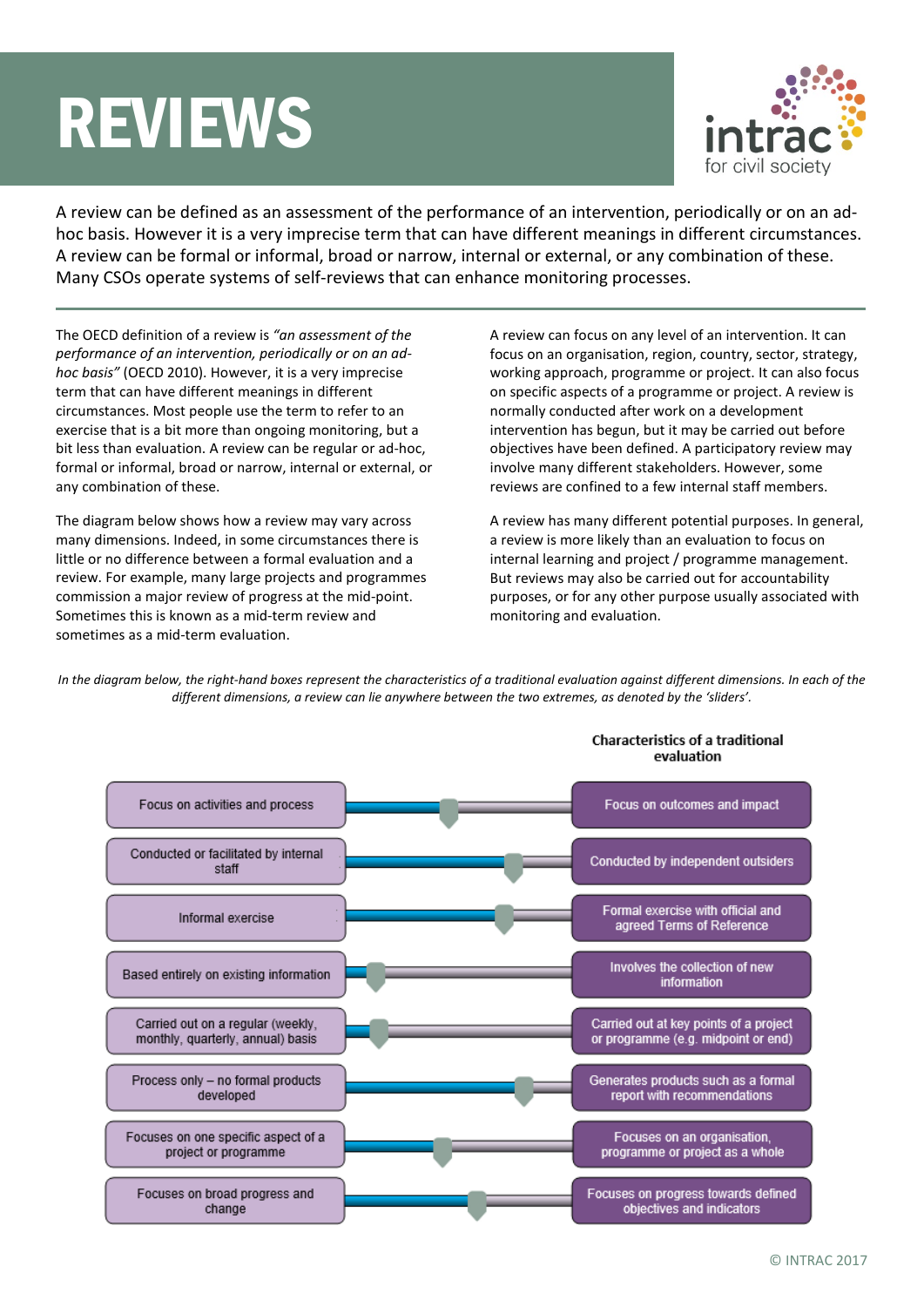# REVIEWS

intrac for civil society

A review can be defined as an assessment of the performance of an intervention, periodically or on an ad-hoc basis. However it is a very imprecise term that can have different meanings in different circumstances. A review can be formal or informal, broad or narrow, internal or external, or any combination of these. Many CSOs operate systems of self-reviews that can enhance monitoring processes.

The OECD definition of a review is *"an assessment of the performance of an intervention, periodically or on an ad-hoc basis"* (OECD 2010). However, it is a very imprecise term that can have different meanings in different circumstances. Most people use the term to refer to an exercise that is a bit more than ongoing monitoring, but a bit less than evaluation. A review can be regular or ad-hoc, formal or informal, broad or narrow, internal or external, or any combination of these.

The diagram below shows how a review may vary across many dimensions. Indeed, in some circumstances there is little or no difference between a formal evaluation and a review. For example, many large projects and programmes commission a major review of progress at the mid-point. Sometimes this is known as a mid-term review and sometimes as a mid-term evaluation.

A review can focus on any level of an intervention. It can focus on an organisation, region, country, sector, strategy, working approach, programme or project. It can also focus on specific aspects of a programme or project. A review is normally conducted after work on a development intervention has begun, but it may be carried out before objectives have been defined. A participatory review may involve many different stakeholders. However, some reviews are confined to a few internal staff members.

A review has many different potential purposes. In general, a review is more likely than an evaluation to focus on internal learning and project / programme management. But reviews may also be carried out for accountability purposes, or for any other purpose usually associated with monitoring and evaluation.

*In the diagram below, the right-hand boxes represent the characteristics of a traditional evaluation against different dimensions. In each of the different dimensions, a review can lie anywhere between the two extremes, as denoted by the 'sliders'.*

| | Characteristics of a traditional evaluation |
|---|---|
| Focus on activities and process | Focus on outcomes and impact |
| Conducted or facilitated by internal staff | Conducted by independent outsiders |
| Informal exercise | Formal exercise with official and agreed Terms of Reference |
| Based entirely on existing information | Involves the collection of new information |
| Carried out on a regular (weekly, monthly, quarterly, annual) basis | Carried out at key points of a project or programme (e.g. midpoint or end) |
| Process only – no formal products developed | Generates products such as a formal report with recommendations |
| Focuses on one specific aspect of a project or programme | Focuses on an organisation, programme or project as a whole |
| Focuses on broad progress and change | Focuses on progress towards defined objectives and indicators |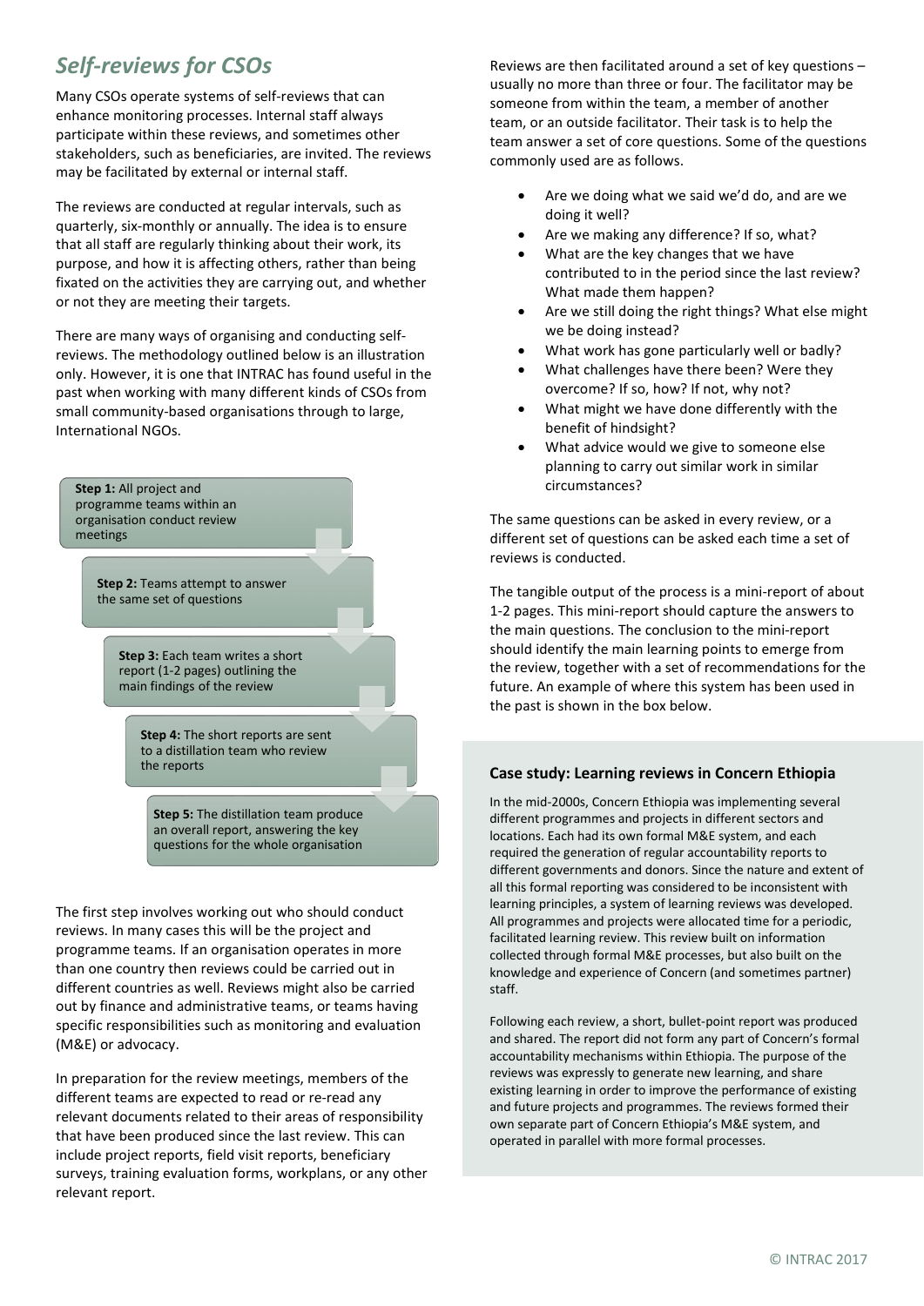## *Self-reviews for CSOs*

Many CSOs operate systems of self-reviews that can enhance monitoring processes. Internal staff always participate within these reviews, and sometimes other stakeholders, such as beneficiaries, are invited. The reviews may be facilitated by external or internal staff.

The reviews are conducted at regular intervals, such as quarterly, six-monthly or annually. The idea is to ensure that all staff are regularly thinking about their work, its purpose, and how it is affecting others, rather than being fixated on the activities they are carrying out, and whether or not they are meeting their targets.

There are many ways of organising and conducting self-reviews. The methodology outlined below is an illustration only. However, it is one that INTRAC has found useful in the past when working with many different kinds of CSOs from small community-based organisations through to large, International NGOs.

**Step 1:** All project and programme teams within an organisation conduct review meetings

**Step 2:** Teams attempt to answer the same set of questions

**Step 3:** Each team writes a short report (1-2 pages) outlining the main findings of the review

**Step 4:** The short reports are sent to a distillation team who review the reports

**Step 5:** The distillation team produce an overall report, answering the key questions for the whole organisation

The first step involves working out who should conduct reviews. In many cases this will be the project and programme teams. If an organisation operates in more than one country then reviews could be carried out in different countries as well. Reviews might also be carried out by finance and administrative teams, or teams having specific responsibilities such as monitoring and evaluation (M&E) or advocacy.

In preparation for the review meetings, members of the different teams are expected to read or re-read any relevant documents related to their areas of responsibility that have been produced since the last review. This can include project reports, field visit reports, beneficiary surveys, training evaluation forms, workplans, or any other relevant report.

Reviews are then facilitated around a set of key questions – usually no more than three or four. The facilitator may be someone from within the team, a member of another team, or an outside facilitator. Their task is to help the team answer a set of core questions. Some of the questions commonly used are as follows.

- Are we doing what we said we'd do, and are we doing it well?
- Are we making any difference? If so, what?
- What are the key changes that we have contributed to in the period since the last review? What made them happen?
- Are we still doing the right things? What else might we be doing instead?
- What work has gone particularly well or badly?
- What challenges have there been? Were they overcome? If so, how? If not, why not?
- What might we have done differently with the benefit of hindsight?
- What advice would we give to someone else planning to carry out similar work in similar circumstances?

The same questions can be asked in every review, or a different set of questions can be asked each time a set of reviews is conducted.

The tangible output of the process is a mini-report of about 1-2 pages. This mini-report should capture the answers to the main questions. The conclusion to the mini-report should identify the main learning points to emerge from the review, together with a set of recommendations for the future. An example of where this system has been used in the past is shown in the box below.

### Case study: Learning reviews in Concern Ethiopia

In the mid-2000s, Concern Ethiopia was implementing several different programmes and projects in different sectors and locations. Each had its own formal M&E system, and each required the generation of regular accountability reports to different governments and donors. Since the nature and extent of all this formal reporting was considered to be inconsistent with learning principles, a system of learning reviews was developed. All programmes and projects were allocated time for a periodic, facilitated learning review. This review built on information collected through formal M&E processes, but also built on the knowledge and experience of Concern (and sometimes partner) staff.

Following each review, a short, bullet-point report was produced and shared. The report did not form any part of Concern's formal accountability mechanisms within Ethiopia. The purpose of the reviews was expressly to generate new learning, and share existing learning in order to improve the performance of existing and future projects and programmes. The reviews formed their own separate part of Concern Ethiopia's M&E system, and operated in parallel with more formal processes.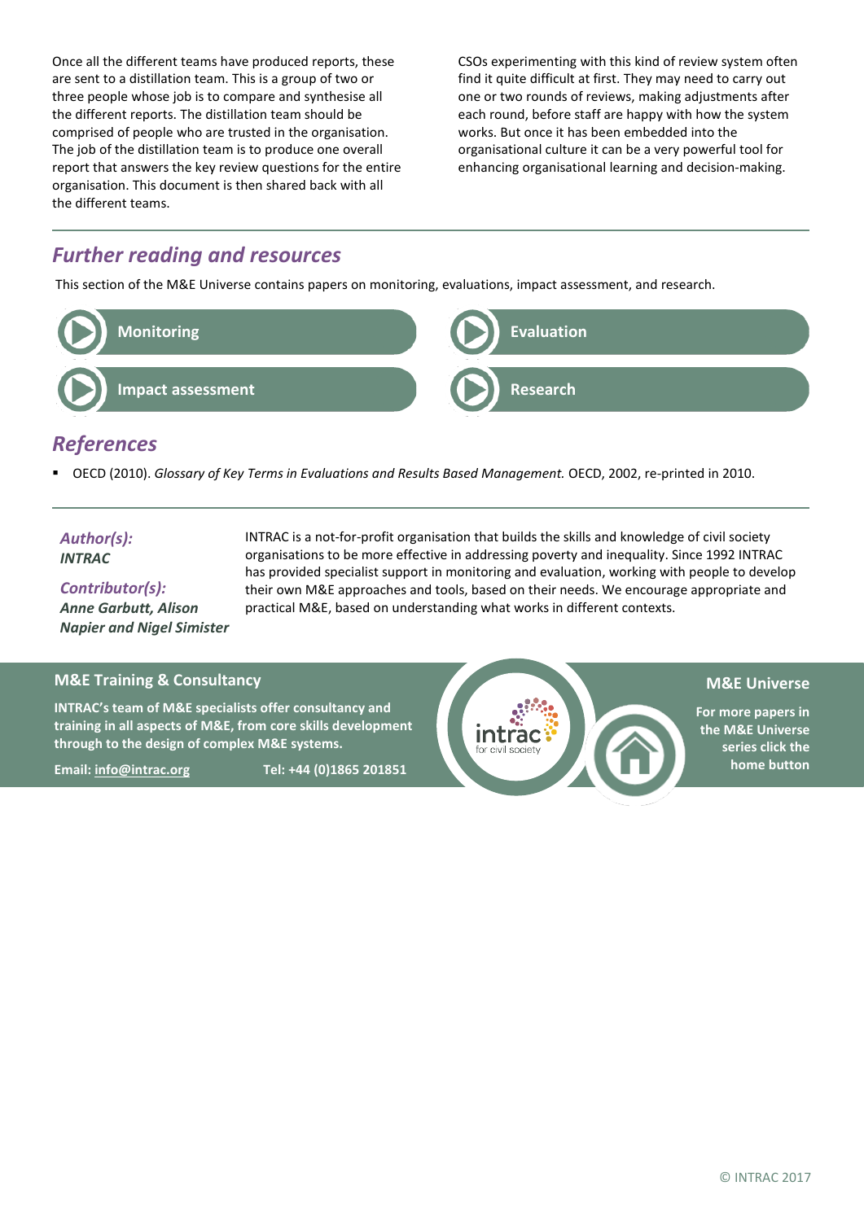Once all the different teams have produced reports, these are sent to a distillation team. This is a group of two or three people whose job is to compare and synthesise all the different reports. The distillation team should be comprised of people who are trusted in the organisation. The job of the distillation team is to produce one overall report that answers the key review questions for the entire organisation. This document is then shared back with all the different teams.

CSOs experimenting with this kind of review system often find it quite difficult at first. They may need to carry out one or two rounds of reviews, making adjustments after each round, before staff are happy with how the system works. But once it has been embedded into the organisational culture it can be a very powerful tool for enhancing organisational learning and decision-making.

## *Further reading and resources*

This section of the M&E Universe contains papers on monitoring, evaluations, impact assessment, and research.

- Monitoring
- Evaluation
- Impact assessment
- Research

## *References*

- OECD (2010). *Glossary of Key Terms in Evaluations and Results Based Management.* OECD, 2002, re-printed in 2010.

***Author(s):***
***INTRAC***

***Contributor(s):***
***Anne Garbutt, Alison Napier and Nigel Simister***

INTRAC is a not-for-profit organisation that builds the skills and knowledge of civil society organisations to be more effective in addressing poverty and inequality. Since 1992 INTRAC has provided specialist support in monitoring and evaluation, working with people to develop their own M&E approaches and tools, based on their needs. We encourage appropriate and practical M&E, based on understanding what works in different contexts.

**M&E Training & Consultancy**

**INTRAC's team of M&E specialists offer consultancy and training in all aspects of M&E, from core skills development through to the design of complex M&E systems.**

**Email: info@intrac.org** **Tel: +44 (0)1865 201851**

intrac for civil society

**M&E Universe**

**For more papers in the M&E Universe series click the home button**

© INTRAC 2017